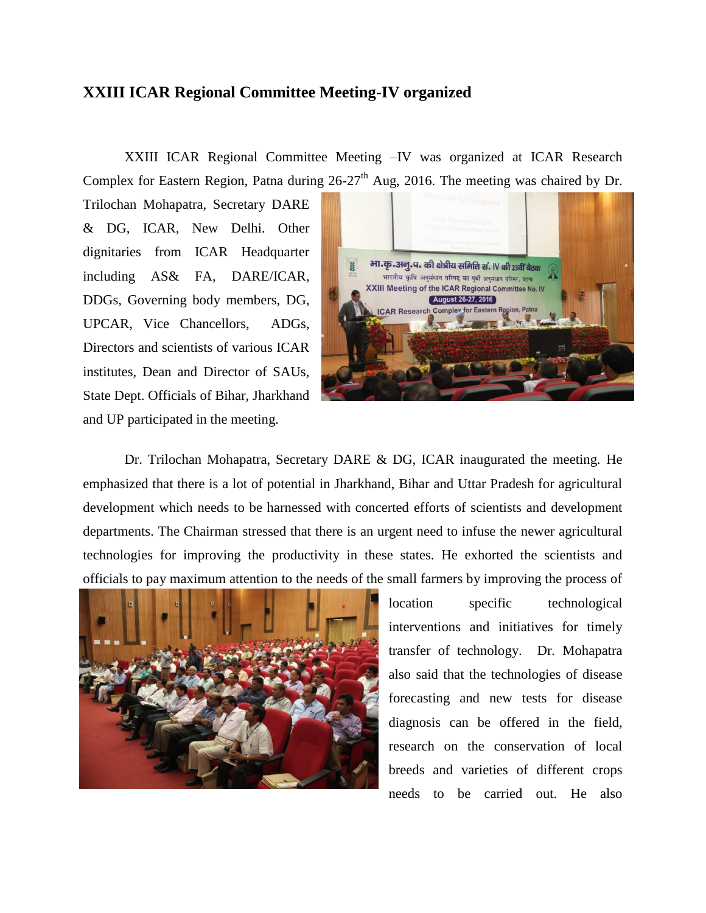## XXIII ICAR Regional Committee Meeting-IV organized

XXIII ICAR Regional Committee Meeting –IV was organized at ICAR Research Complex for Eastern Region, Patna during 26-27th Aug, 2016. The meeting was chaired by Dr. Trilochan Mohapatra, Secretary DARE & DG, ICAR, New Delhi. Other dignitaries from ICAR Headquarter including AS& FA, DARE/ICAR, DDGs, Governing body members, DG, UPCAR, Vice Chancellors, ADGs, Directors and scientists of various ICAR institutes, Dean and Director of SAUs, State Dept. Officials of Bihar, Jharkhand and UP participated in the meeting.

Dr. Trilochan Mohapatra, Secretary DARE & DG, ICAR inaugurated the meeting. He emphasized that there is a lot of potential in Jharkhand, Bihar and Uttar Pradesh for agricultural development which needs to be harnessed with concerted efforts of scientists and development departments. The Chairman stressed that there is an urgent need to infuse the newer agricultural technologies for improving the productivity in these states. He exhorted the scientists and officials to pay maximum attention to the needs of the small farmers by improving the process of location specific technological interventions and initiatives for timely transfer of technology. Dr. Mohapatra also said that the technologies of disease forecasting and new tests for disease diagnosis can be offered in the field, research on the conservation of local breeds and varieties of different crops needs to be carried out. He also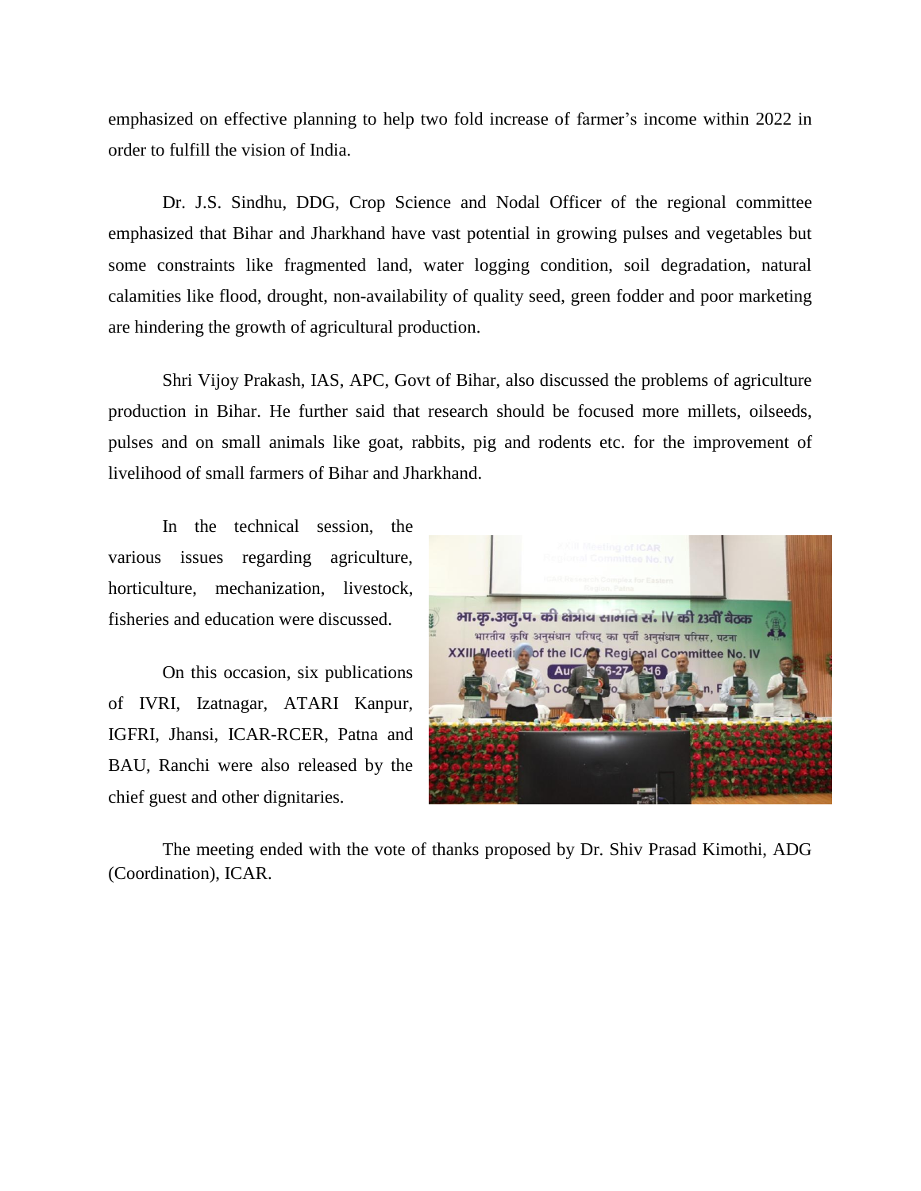emphasized on effective planning to help two fold increase of farmer's income within 2022 in order to fulfill the vision of India.

Dr. J.S. Sindhu, DDG, Crop Science and Nodal Officer of the regional committee emphasized that Bihar and Jharkhand have vast potential in growing pulses and vegetables but some constraints like fragmented land, water logging condition, soil degradation, natural calamities like flood, drought, non-availability of quality seed, green fodder and poor marketing are hindering the growth of agricultural production.

Shri Vijoy Prakash, IAS, APC, Govt of Bihar, also discussed the problems of agriculture production in Bihar. He further said that research should be focused more millets, oilseeds, pulses and on small animals like goat, rabbits, pig and rodents etc. for the improvement of livelihood of small farmers of Bihar and Jharkhand.

In the technical session, the various issues regarding agriculture, horticulture, mechanization, livestock, fisheries and education were discussed.

On this occasion, six publications of IVRI, Izatnagar, ATARI Kanpur, IGFRI, Jhansi, ICAR-RCER, Patna and BAU, Ranchi were also released by the chief guest and other dignitaries.

The meeting ended with the vote of thanks proposed by Dr. Shiv Prasad Kimothi, ADG (Coordination), ICAR.